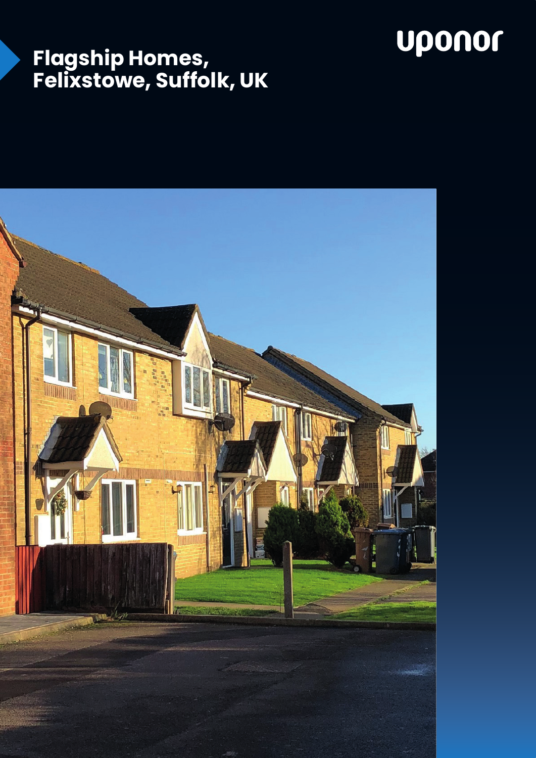# Flagship Homes, Felixstowe, Suffolk, UK

uponor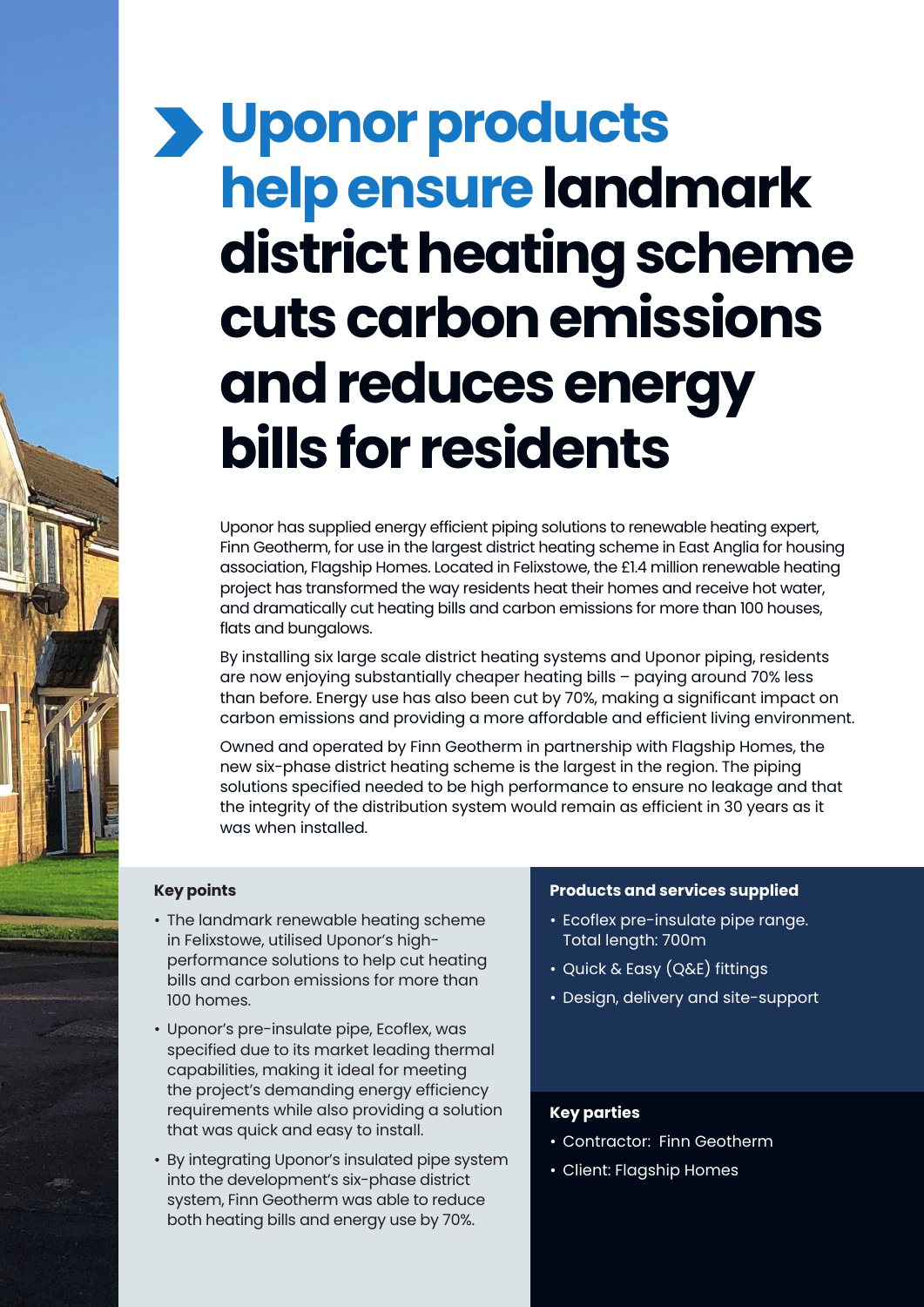# Uponor products help ensure landmark district heating scheme cuts carbon emissions and reduces energy bills for residents

Uponor has supplied energy efficient piping solutions to renewable heating expert, Finn Geotherm, for use in the largest district heating scheme in East Anglia for housing association, Flagship Homes. Located in Felixstowe, the £1.4 million renewable heating project has transformed the way residents heat their homes and receive hot water, and dramatically cut heating bills and carbon emissions for more than 100 houses, flats and bungalows.

By installing six large scale district heating systems and Uponor piping, residents are now enjoying substantially cheaper heating bills – paying around 70% less than before. Energy use has also been cut by 70%, making a significant impact on carbon emissions and providing a more affordable and efficient living environment.

Owned and operated by Finn Geotherm in partnership with Flagship Homes, the new six-phase district heating scheme is the largest in the region. The piping solutions specified needed to be high performance to ensure no leakage and that the integrity of the distribution system would remain as efficient in 30 years as it was when installed.

**Key points**

- The landmark renewable heating scheme in Felixstowe, utilised Uponor's high-performance solutions to help cut heating bills and carbon emissions for more than 100 homes.
- Uponor's pre-insulate pipe, Ecoflex, was specified due to its market leading thermal capabilities, making it ideal for meeting the project's demanding energy efficiency requirements while also providing a solution that was quick and easy to install.
- By integrating Uponor's insulated pipe system into the development's six-phase district system, Finn Geotherm was able to reduce both heating bills and energy use by 70%.

**Products and services supplied**

- Ecoflex pre-insulate pipe range. Total length: 700m
- Quick & Easy (Q&E) fittings
- Design, delivery and site-support

**Key parties**

- Contractor: Finn Geotherm
- Client: Flagship Homes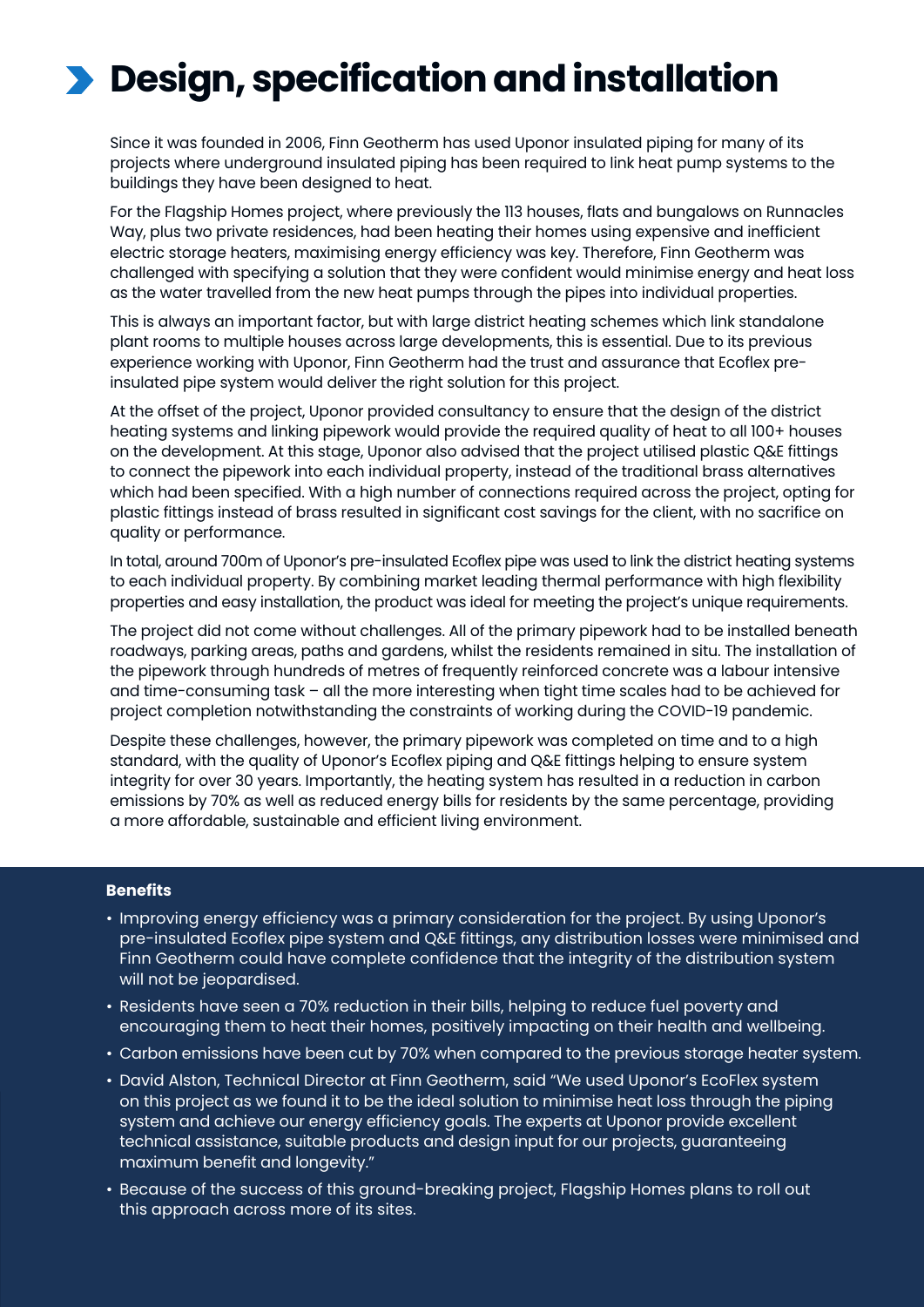# Design, specification and installation

Since it was founded in 2006, Finn Geotherm has used Uponor insulated piping for many of its projects where underground insulated piping has been required to link heat pump systems to the buildings they have been designed to heat.

For the Flagship Homes project, where previously the 113 houses, flats and bungalows on Runnacles Way, plus two private residences, had been heating their homes using expensive and inefficient electric storage heaters, maximising energy efficiency was key. Therefore, Finn Geotherm was challenged with specifying a solution that they were confident would minimise energy and heat loss as the water travelled from the new heat pumps through the pipes into individual properties.

This is always an important factor, but with large district heating schemes which link standalone plant rooms to multiple houses across large developments, this is essential. Due to its previous experience working with Uponor, Finn Geotherm had the trust and assurance that Ecoflex pre-insulated pipe system would deliver the right solution for this project.

At the offset of the project, Uponor provided consultancy to ensure that the design of the district heating systems and linking pipework would provide the required quality of heat to all 100+ houses on the development. At this stage, Uponor also advised that the project utilised plastic Q&E fittings to connect the pipework into each individual property, instead of the traditional brass alternatives which had been specified. With a high number of connections required across the project, opting for plastic fittings instead of brass resulted in significant cost savings for the client, with no sacrifice on quality or performance.

In total, around 700m of Uponor's pre-insulated Ecoflex pipe was used to link the district heating systems to each individual property. By combining market leading thermal performance with high flexibility properties and easy installation, the product was ideal for meeting the project's unique requirements.

The project did not come without challenges. All of the primary pipework had to be installed beneath roadways, parking areas, paths and gardens, whilst the residents remained in situ. The installation of the pipework through hundreds of metres of frequently reinforced concrete was a labour intensive and time-consuming task – all the more interesting when tight time scales had to be achieved for project completion notwithstanding the constraints of working during the COVID-19 pandemic.

Despite these challenges, however, the primary pipework was completed on time and to a high standard, with the quality of Uponor's Ecoflex piping and Q&E fittings helping to ensure system integrity for over 30 years. Importantly, the heating system has resulted in a reduction in carbon emissions by 70% as well as reduced energy bills for residents by the same percentage, providing a more affordable, sustainable and efficient living environment.

**Benefits**

- Improving energy efficiency was a primary consideration for the project. By using Uponor's pre-insulated Ecoflex pipe system and Q&E fittings, any distribution losses were minimised and Finn Geotherm could have complete confidence that the integrity of the distribution system will not be jeopardised.
- Residents have seen a 70% reduction in their bills, helping to reduce fuel poverty and encouraging them to heat their homes, positively impacting on their health and wellbeing.
- Carbon emissions have been cut by 70% when compared to the previous storage heater system.
- David Alston, Technical Director at Finn Geotherm, said "We used Uponor's EcoFlex system on this project as we found it to be the ideal solution to minimise heat loss through the piping system and achieve our energy efficiency goals. The experts at Uponor provide excellent technical assistance, suitable products and design input for our projects, guaranteeing maximum benefit and longevity."
- Because of the success of this ground-breaking project, Flagship Homes plans to roll out this approach across more of its sites.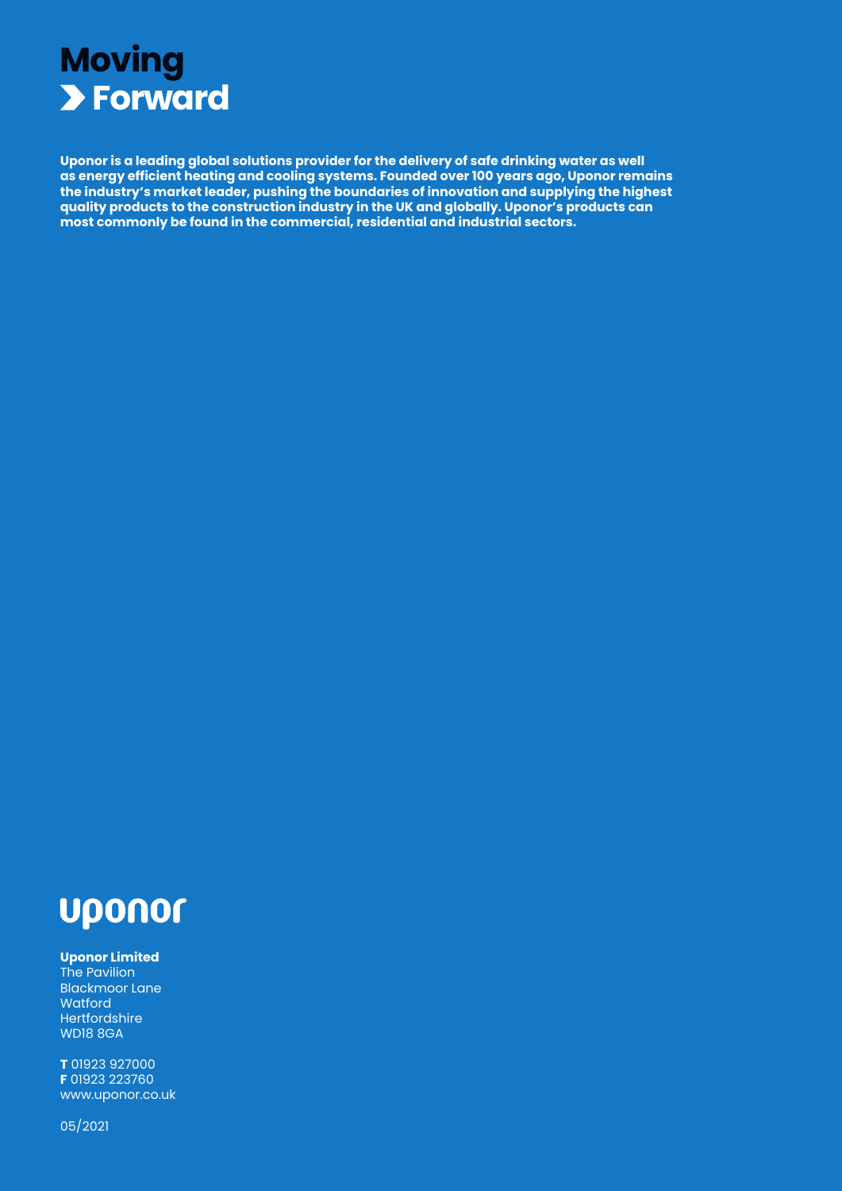# Moving
# › Forward

**Uponor is a leading global solutions provider for the delivery of safe drinking water as well as energy efficient heating and cooling systems. Founded over 100 years ago, Uponor remains the industry's market leader, pushing the boundaries of innovation and supplying the highest quality products to the construction industry in the UK and globally. Uponor's products can most commonly be found in the commercial, residential and industrial sectors.**

uponor

**Uponor Limited**
The Pavilion
Blackmoor Lane
Watford
Hertfordshire
WD18 8GA

**T** 01923 927000
**F** 01923 223760
www.uponor.co.uk

05/2021